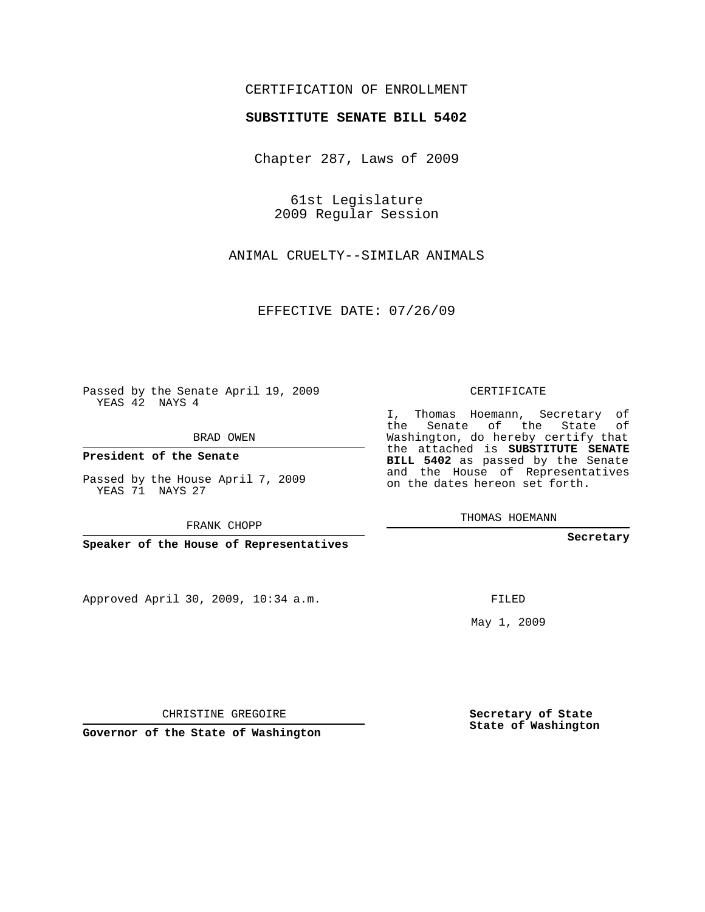CERTIFICATION OF ENROLLMENT

**SUBSTITUTE SENATE BILL 5402**

Chapter 287, Laws of 2009

61st Legislature
2009 Regular Session

ANIMAL CRUELTY--SIMILAR ANIMALS

EFFECTIVE DATE: 07/26/09

Passed by the Senate April 19, 2009
YEAS 42 NAYS 4

BRAD OWEN

**President of the Senate**

Passed by the House April 7, 2009
YEAS 71 NAYS 27

FRANK CHOPP

**Speaker of the House of Representatives**

Approved April 30, 2009, 10:34 a.m.

CHRISTINE GREGOIRE

**Governor of the State of Washington**

CERTIFICATE

I, Thomas Hoemann, Secretary of the Senate of the State of Washington, do hereby certify that the attached is **SUBSTITUTE SENATE BILL 5402** as passed by the Senate and the House of Representatives on the dates hereon set forth.

THOMAS HOEMANN

**Secretary**

FILED

May 1, 2009

**Secretary of State**
**State of Washington**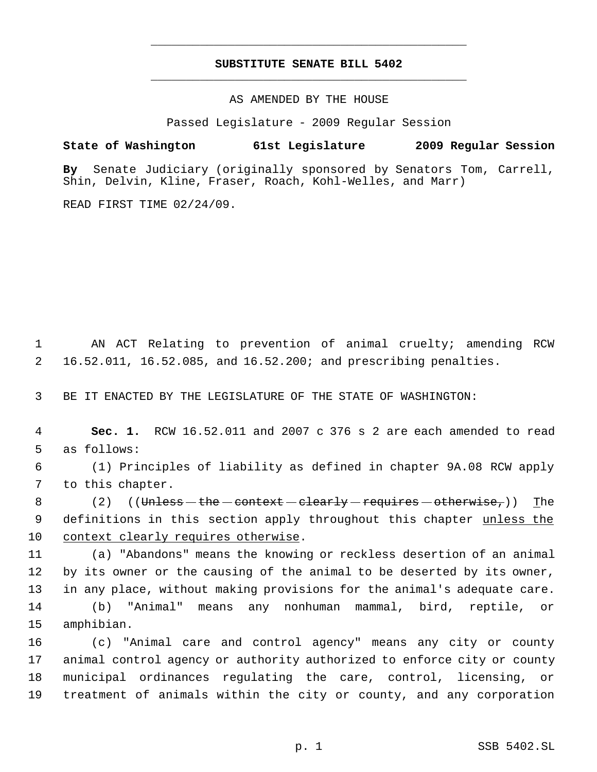---

**SUBSTITUTE SENATE BILL 5402**

---

AS AMENDED BY THE HOUSE

Passed Legislature - 2009 Regular Session

**State of Washington 61st Legislature 2009 Regular Session**

**By** Senate Judiciary (originally sponsored by Senators Tom, Carrell, Shin, Delvin, Kline, Fraser, Roach, Kohl-Welles, and Marr)

READ FIRST TIME 02/24/09.

1 AN ACT Relating to prevention of animal cruelty; amending RCW
2 16.52.011, 16.52.085, and 16.52.200; and prescribing penalties.

3 BE IT ENACTED BY THE LEGISLATURE OF THE STATE OF WASHINGTON:

4 **Sec. 1.** RCW 16.52.011 and 2007 c 376 s 2 are each amended to read
5 as follows:

6 (1) Principles of liability as defined in chapter 9A.08 RCW apply
7 to this chapter.

8 (2) ((~~Unless the context clearly requires otherwise,~~)) <u>T</u>he
9 definitions in this section apply throughout this chapter <u>unless the</u>
10 <u>context clearly requires otherwise</u>.

11 (a) "Abandons" means the knowing or reckless desertion of an animal
12 by its owner or the causing of the animal to be deserted by its owner,
13 in any place, without making provisions for the animal's adequate care.

14 (b) "Animal" means any nonhuman mammal, bird, reptile, or
15 amphibian.

16 (c) "Animal care and control agency" means any city or county
17 animal control agency or authority authorized to enforce city or county
18 municipal ordinances regulating the care, control, licensing, or
19 treatment of animals within the city or county, and any corporation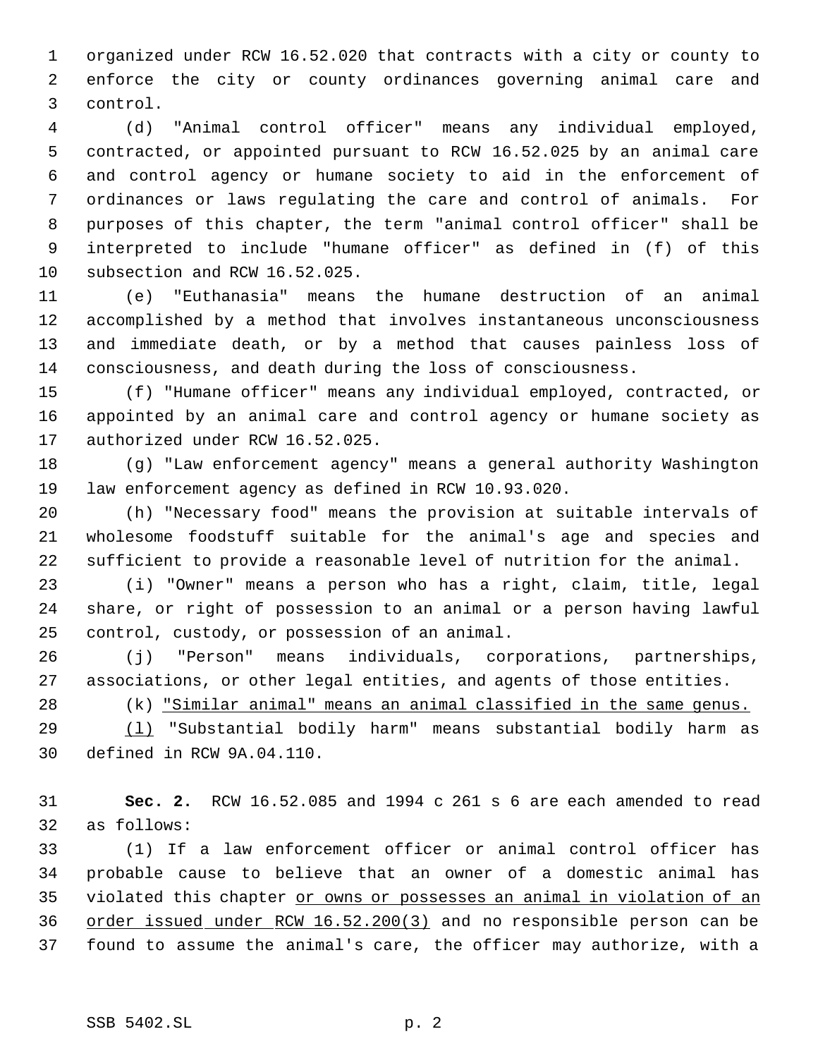organized under RCW 16.52.020 that contracts with a city or county to enforce the city or county ordinances governing animal care and control.

(d) "Animal control officer" means any individual employed, contracted, or appointed pursuant to RCW 16.52.025 by an animal care and control agency or humane society to aid in the enforcement of ordinances or laws regulating the care and control of animals. For purposes of this chapter, the term "animal control officer" shall be interpreted to include "humane officer" as defined in (f) of this subsection and RCW 16.52.025.

(e) "Euthanasia" means the humane destruction of an animal accomplished by a method that involves instantaneous unconsciousness and immediate death, or by a method that causes painless loss of consciousness, and death during the loss of consciousness.

(f) "Humane officer" means any individual employed, contracted, or appointed by an animal care and control agency or humane society as authorized under RCW 16.52.025.

(g) "Law enforcement agency" means a general authority Washington law enforcement agency as defined in RCW 10.93.020.

(h) "Necessary food" means the provision at suitable intervals of wholesome foodstuff suitable for the animal's age and species and sufficient to provide a reasonable level of nutrition for the animal.

(i) "Owner" means a person who has a right, claim, title, legal share, or right of possession to an animal or a person having lawful control, custody, or possession of an animal.

(j) "Person" means individuals, corporations, partnerships, associations, or other legal entities, and agents of those entities.

(k) <u>"Similar animal" means an animal classified in the same genus.</u>

<u>(l)</u> "Substantial bodily harm" means substantial bodily harm as defined in RCW 9A.04.110.

**Sec. 2.** RCW 16.52.085 and 1994 c 261 s 6 are each amended to read as follows:

(1) If a law enforcement officer or animal control officer has probable cause to believe that an owner of a domestic animal has violated this chapter <u>or owns or possesses an animal in violation of an order issued under RCW 16.52.200(3)</u> and no responsible person can be found to assume the animal's care, the officer may authorize, with a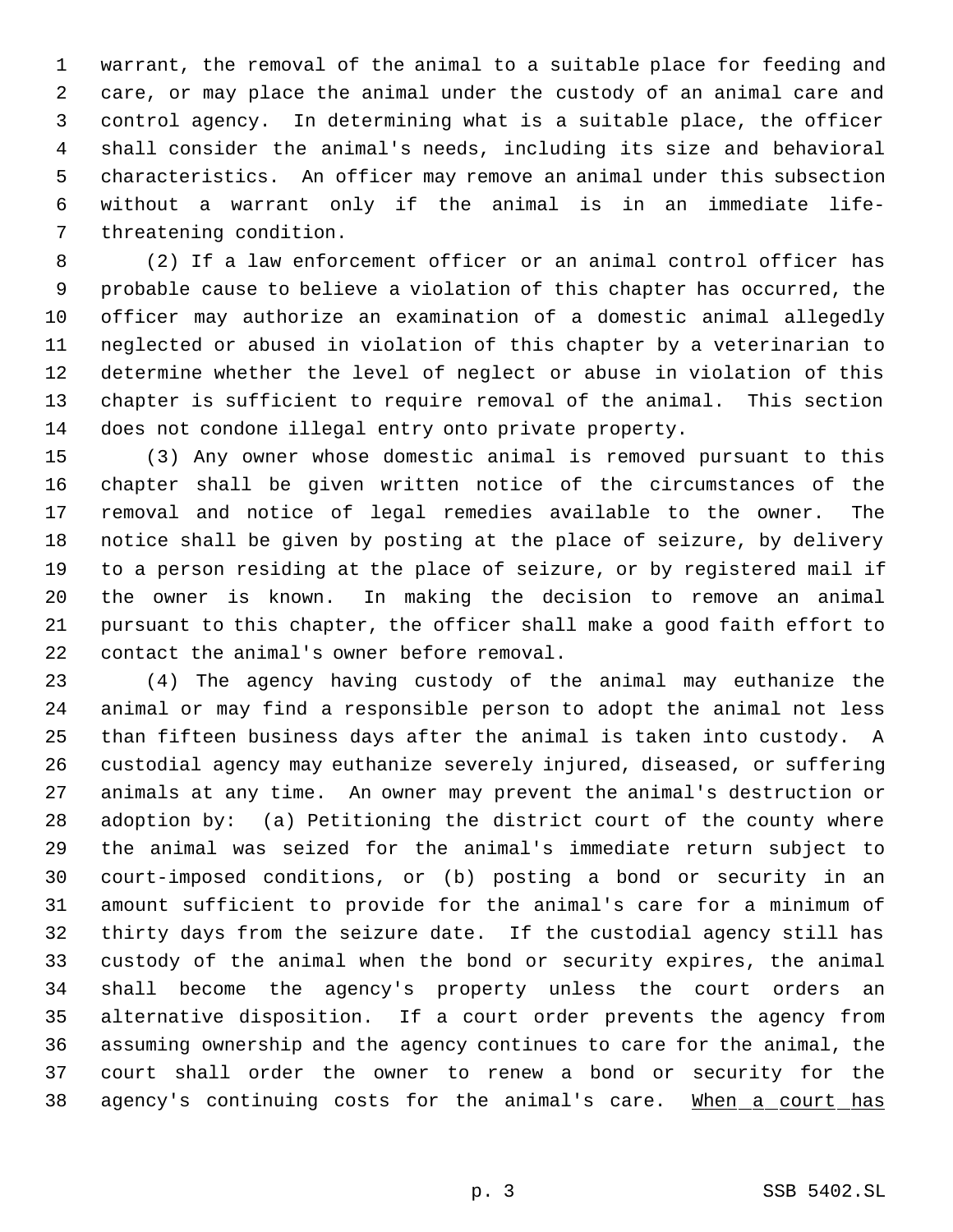warrant, the removal of the animal to a suitable place for feeding and care, or may place the animal under the custody of an animal care and control agency. In determining what is a suitable place, the officer shall consider the animal's needs, including its size and behavioral characteristics. An officer may remove an animal under this subsection without a warrant only if the animal is in an immediate life-threatening condition.

(2) If a law enforcement officer or an animal control officer has probable cause to believe a violation of this chapter has occurred, the officer may authorize an examination of a domestic animal allegedly neglected or abused in violation of this chapter by a veterinarian to determine whether the level of neglect or abuse in violation of this chapter is sufficient to require removal of the animal. This section does not condone illegal entry onto private property.

(3) Any owner whose domestic animal is removed pursuant to this chapter shall be given written notice of the circumstances of the removal and notice of legal remedies available to the owner. The notice shall be given by posting at the place of seizure, by delivery to a person residing at the place of seizure, or by registered mail if the owner is known. In making the decision to remove an animal pursuant to this chapter, the officer shall make a good faith effort to contact the animal's owner before removal.

(4) The agency having custody of the animal may euthanize the animal or may find a responsible person to adopt the animal not less than fifteen business days after the animal is taken into custody. A custodial agency may euthanize severely injured, diseased, or suffering animals at any time. An owner may prevent the animal's destruction or adoption by: (a) Petitioning the district court of the county where the animal was seized for the animal's immediate return subject to court-imposed conditions, or (b) posting a bond or security in an amount sufficient to provide for the animal's care for a minimum of thirty days from the seizure date. If the custodial agency still has custody of the animal when the bond or security expires, the animal shall become the agency's property unless the court orders an alternative disposition. If a court order prevents the agency from assuming ownership and the agency continues to care for the animal, the court shall order the owner to renew a bond or security for the agency's continuing costs for the animal's care. When a court has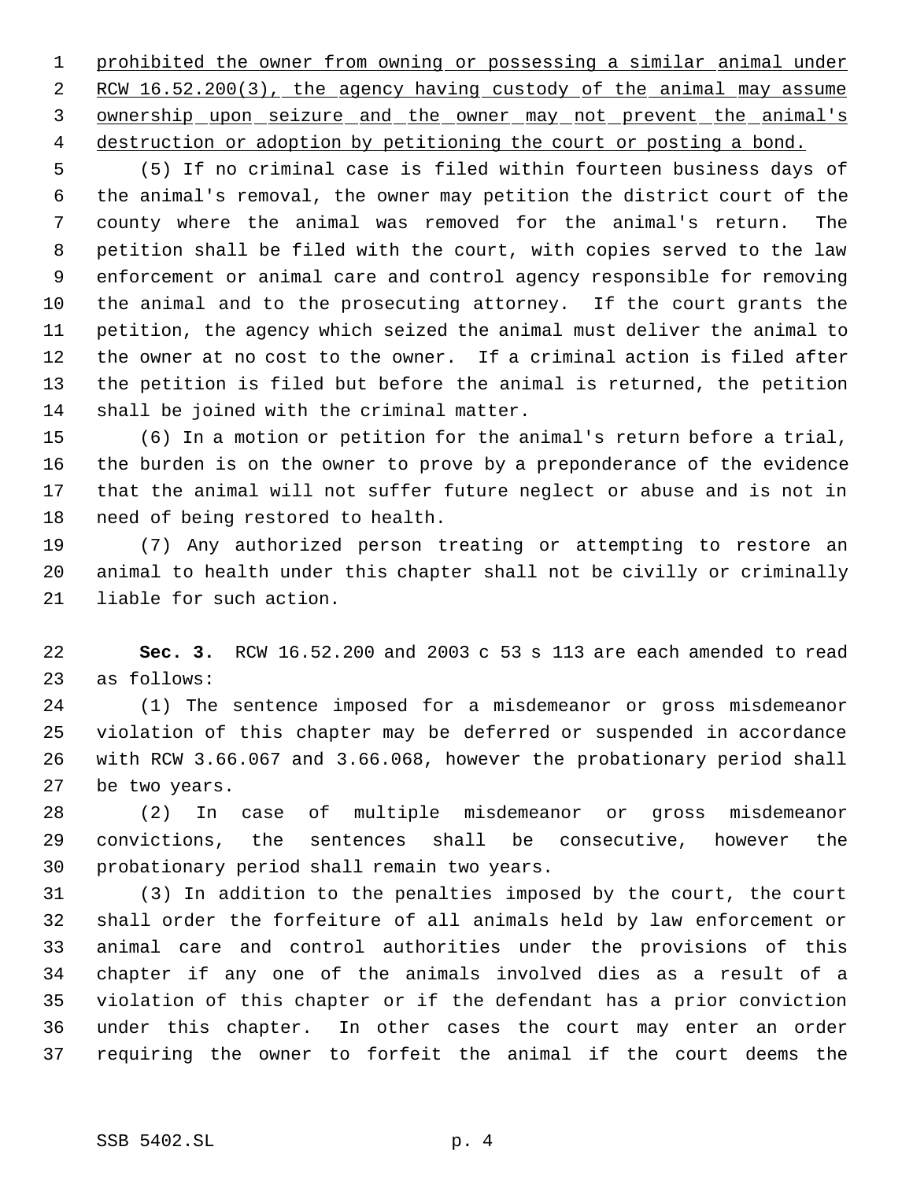prohibited the owner from owning or possessing a similar animal under RCW 16.52.200(3), the agency having custody of the animal may assume ownership upon seizure and the owner may not prevent the animal's destruction or adoption by petitioning the court or posting a bond.

(5) If no criminal case is filed within fourteen business days of the animal's removal, the owner may petition the district court of the county where the animal was removed for the animal's return. The petition shall be filed with the court, with copies served to the law enforcement or animal care and control agency responsible for removing the animal and to the prosecuting attorney. If the court grants the petition, the agency which seized the animal must deliver the animal to the owner at no cost to the owner. If a criminal action is filed after the petition is filed but before the animal is returned, the petition shall be joined with the criminal matter.

(6) In a motion or petition for the animal's return before a trial, the burden is on the owner to prove by a preponderance of the evidence that the animal will not suffer future neglect or abuse and is not in need of being restored to health.

(7) Any authorized person treating or attempting to restore an animal to health under this chapter shall not be civilly or criminally liable for such action.

**Sec. 3.** RCW 16.52.200 and 2003 c 53 s 113 are each amended to read as follows:

(1) The sentence imposed for a misdemeanor or gross misdemeanor violation of this chapter may be deferred or suspended in accordance with RCW 3.66.067 and 3.66.068, however the probationary period shall be two years.

(2) In case of multiple misdemeanor or gross misdemeanor convictions, the sentences shall be consecutive, however the probationary period shall remain two years.

(3) In addition to the penalties imposed by the court, the court shall order the forfeiture of all animals held by law enforcement or animal care and control authorities under the provisions of this chapter if any one of the animals involved dies as a result of a violation of this chapter or if the defendant has a prior conviction under this chapter. In other cases the court may enter an order requiring the owner to forfeit the animal if the court deems the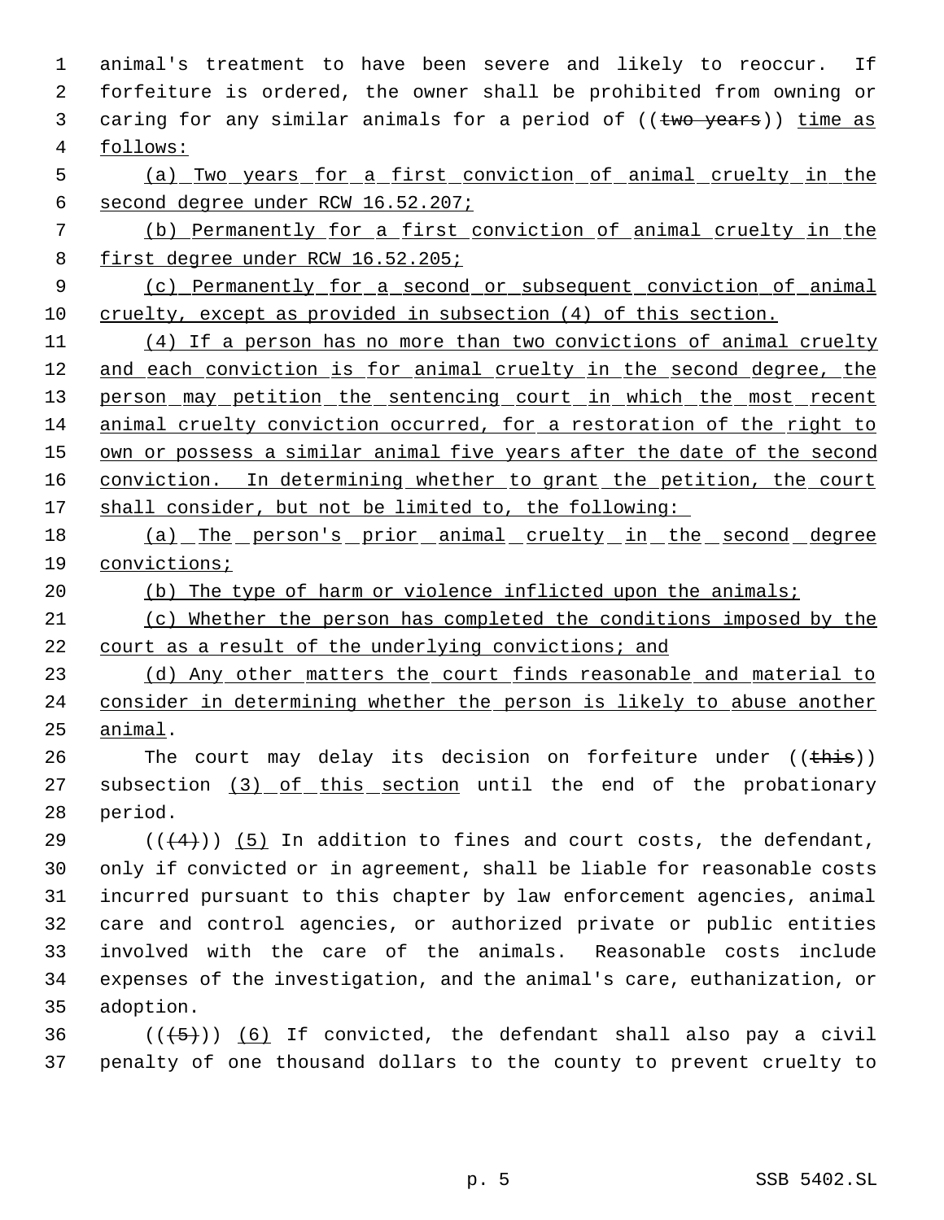animal's treatment to have been severe and likely to reoccur. If forfeiture is ordered, the owner shall be prohibited from owning or caring for any similar animals for a period of ((~~two years~~)) time as follows:

(a) Two years for a first conviction of animal cruelty in the second degree under RCW 16.52.207;

(b) Permanently for a first conviction of animal cruelty in the first degree under RCW 16.52.205;

(c) Permanently for a second or subsequent conviction of animal cruelty, except as provided in subsection (4) of this section.

(4) If a person has no more than two convictions of animal cruelty and each conviction is for animal cruelty in the second degree, the person may petition the sentencing court in which the most recent animal cruelty conviction occurred, for a restoration of the right to own or possess a similar animal five years after the date of the second conviction. In determining whether to grant the petition, the court shall consider, but not be limited to, the following:

(a) The person's prior animal cruelty in the second degree convictions;

(b) The type of harm or violence inflicted upon the animals;

(c) Whether the person has completed the conditions imposed by the court as a result of the underlying convictions; and

(d) Any other matters the court finds reasonable and material to consider in determining whether the person is likely to abuse another animal.

The court may delay its decision on forfeiture under ((~~this~~)) subsection (3) of this section until the end of the probationary period.

((~~(4)~~)) (5) In addition to fines and court costs, the defendant, only if convicted or in agreement, shall be liable for reasonable costs incurred pursuant to this chapter by law enforcement agencies, animal care and control agencies, or authorized private or public entities involved with the care of the animals. Reasonable costs include expenses of the investigation, and the animal's care, euthanization, or adoption.

((~~(5)~~)) (6) If convicted, the defendant shall also pay a civil penalty of one thousand dollars to the county to prevent cruelty to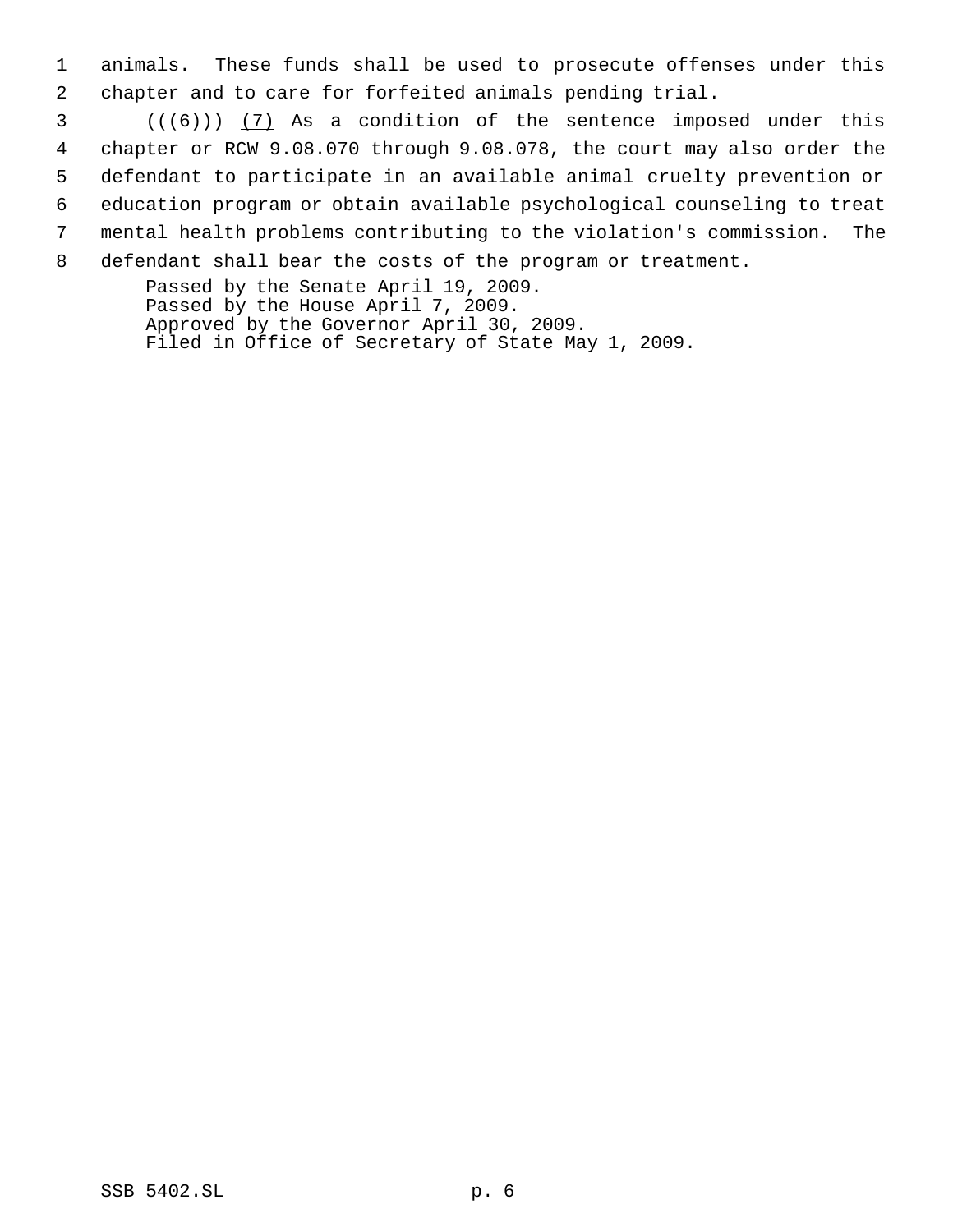animals. These funds shall be used to prosecute offenses under this chapter and to care for forfeited animals pending trial.

(((6))) (7) As a condition of the sentence imposed under this chapter or RCW 9.08.070 through 9.08.078, the court may also order the defendant to participate in an available animal cruelty prevention or education program or obtain available psychological counseling to treat mental health problems contributing to the violation's commission. The defendant shall bear the costs of the program or treatment.

Passed by the Senate April 19, 2009.
Passed by the House April 7, 2009.
Approved by the Governor April 30, 2009.
Filed in Office of Secretary of State May 1, 2009.